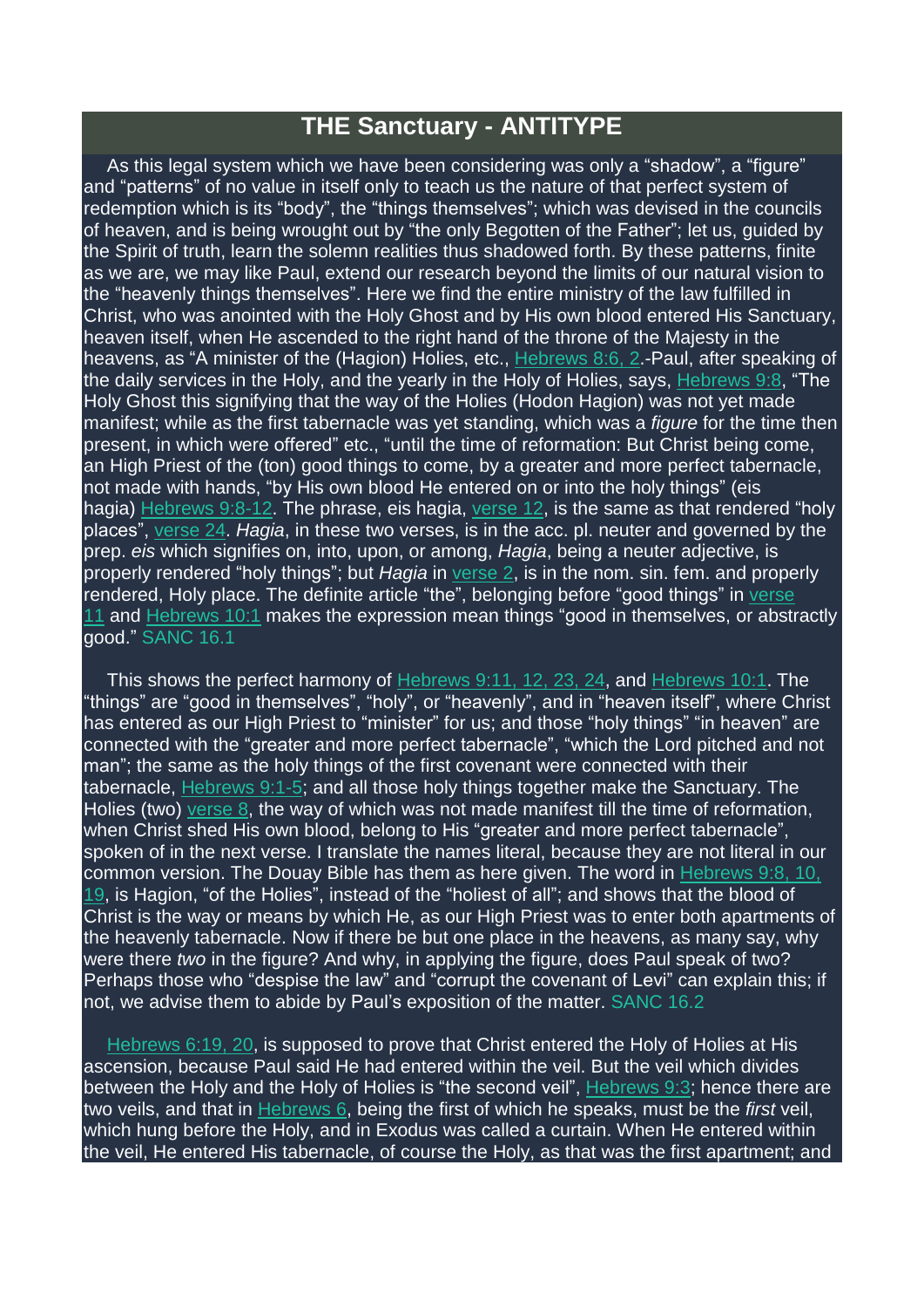## THE Sanctuary - ANTITYPE

As this legal system which we have been considering was only a "shadow", a "figure" and "patterns" of no value in itself only to teach us the nature of that perfect system of redemption which is its "body", the "things themselves"; which was devised in the councils of heaven, and is being wrought out by "the only Begotten of the Father"; let us, guided by the Spirit of truth, learn the solemn realities thus shadowed forth. By these patterns, finite as we are, we may like Paul, extend our research beyond the limits of our natural vision to the "heavenly things themselves". Here we find the entire ministry of the law fulfilled in Christ, who was anointed with the Holy Ghost and by His own blood entered His Sanctuary, heaven itself, when He ascended to the right hand of the throne of the Majesty in the heavens, as "A minister of the (Hagion) Holies, etc., Hebrews 8:6, 2.-Paul, after speaking of the daily services in the Holy, and the yearly in the Holy of Holies, says, Hebrews 9:8, "The Holy Ghost this signifying that the way of the Holies (Hodon Hagion) was not yet made manifest; while as the first tabernacle was yet standing, which was a *figure* for the time then present, in which were offered" etc., "until the time of reformation: But Christ being come, an High Priest of the (ton) good things to come, by a greater and more perfect tabernacle, not made with hands, "by His own blood He entered on or into the holy things" (eis hagia) Hebrews 9:8-12. The phrase, eis hagia, verse 12, is the same as that rendered "holy places", verse 24. *Hagia*, in these two verses, is in the acc. pl. neuter and governed by the prep. *eis* which signifies on, into, upon, or among, *Hagia*, being a neuter adjective, is properly rendered "holy things"; but *Hagia* in verse 2, is in the nom. sin. fem. and properly rendered, Holy place. The definite article "the", belonging before "good things" in verse 11 and Hebrews 10:1 makes the expression mean things "good in themselves, or abstractly good." SANC 16.1

This shows the perfect harmony of Hebrews 9:11, 12, 23, 24, and Hebrews 10:1. The "things" are "good in themselves", "holy", or "heavenly", and in "heaven itself", where Christ has entered as our High Priest to "minister" for us; and those "holy things" "in heaven" are connected with the "greater and more perfect tabernacle", "which the Lord pitched and not man"; the same as the holy things of the first covenant were connected with their tabernacle, Hebrews 9:1-5; and all those holy things together make the Sanctuary. The Holies (two) verse 8, the way of which was not made manifest till the time of reformation, when Christ shed His own blood, belong to His "greater and more perfect tabernacle", spoken of in the next verse. I translate the names literal, because they are not literal in our common version. The Douay Bible has them as here given. The word in Hebrews 9:8, 10, 19, is Hagion, "of the Holies", instead of the "holiest of all"; and shows that the blood of Christ is the way or means by which He, as our High Priest was to enter both apartments of the heavenly tabernacle. Now if there be but one place in the heavens, as many say, why were there *two* in the figure? And why, in applying the figure, does Paul speak of two? Perhaps those who "despise the law" and "corrupt the covenant of Levi" can explain this; if not, we advise them to abide by Paul's exposition of the matter. SANC 16.2

Hebrews 6:19, 20, is supposed to prove that Christ entered the Holy of Holies at His ascension, because Paul said He had entered within the veil. But the veil which divides between the Holy and the Holy of Holies is "the second veil", Hebrews 9:3; hence there are two veils, and that in Hebrews 6, being the first of which he speaks, must be the *first* veil, which hung before the Holy, and in Exodus was called a curtain. When He entered within the veil, He entered His tabernacle, of course the Holy, as that was the first apartment; and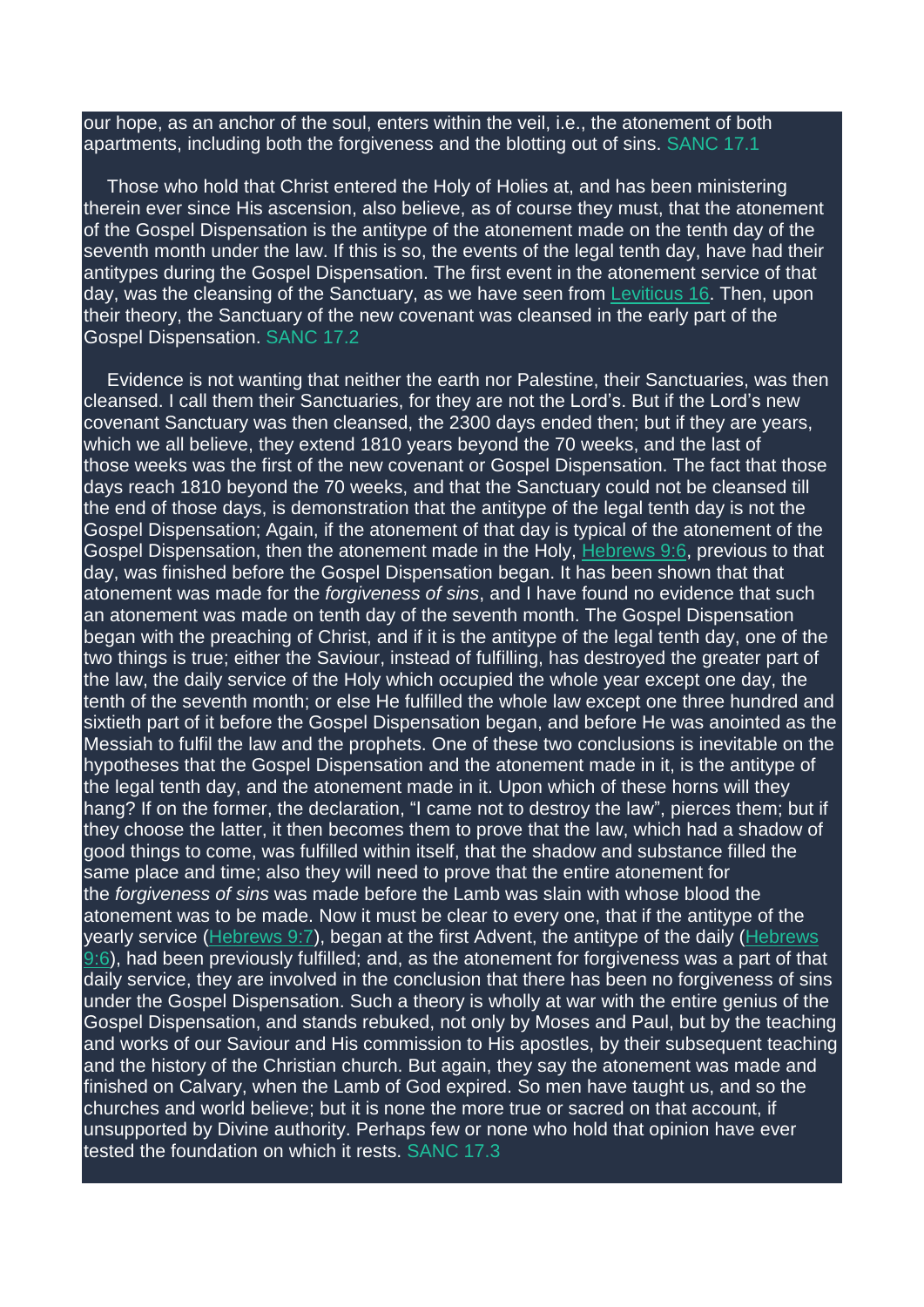our hope, as an anchor of the soul, enters within the veil, i.e., the atonement of both apartments, including both the forgiveness and the blotting out of sins. SANC 17.1

Those who hold that Christ entered the Holy of Holies at, and has been ministering therein ever since His ascension, also believe, as of course they must, that the atonement of the Gospel Dispensation is the antitype of the atonement made on the tenth day of the seventh month under the law. If this is so, the events of the legal tenth day, have had their antitypes during the Gospel Dispensation. The first event in the atonement service of that day, was the cleansing of the Sanctuary, as we have seen from Leviticus 16. Then, upon their theory, the Sanctuary of the new covenant was cleansed in the early part of the Gospel Dispensation. SANC 17.2

Evidence is not wanting that neither the earth nor Palestine, their Sanctuaries, was then cleansed. I call them their Sanctuaries, for they are not the Lord's. But if the Lord's new covenant Sanctuary was then cleansed, the 2300 days ended then; but if they are years, which we all believe, they extend 1810 years beyond the 70 weeks, and the last of those weeks was the first of the new covenant or Gospel Dispensation. The fact that those days reach 1810 beyond the 70 weeks, and that the Sanctuary could not be cleansed till the end of those days, is demonstration that the antitype of the legal tenth day is not the Gospel Dispensation; Again, if the atonement of that day is typical of the atonement of the Gospel Dispensation, then the atonement made in the Holy, Hebrews 9:6, previous to that day, was finished before the Gospel Dispensation began. It has been shown that that atonement was made for the *forgiveness of sins*, and I have found no evidence that such an atonement was made on tenth day of the seventh month. The Gospel Dispensation began with the preaching of Christ, and if it is the antitype of the legal tenth day, one of the two things is true; either the Saviour, instead of fulfilling, has destroyed the greater part of the law, the daily service of the Holy which occupied the whole year except one day, the tenth of the seventh month; or else He fulfilled the whole law except one three hundred and sixtieth part of it before the Gospel Dispensation began, and before He was anointed as the Messiah to fulfil the law and the prophets. One of these two conclusions is inevitable on the hypotheses that the Gospel Dispensation and the atonement made in it, is the antitype of the legal tenth day, and the atonement made in it. Upon which of these horns will they hang? If on the former, the declaration, "I came not to destroy the law", pierces them; but if they choose the latter, it then becomes them to prove that the law, which had a shadow of good things to come, was fulfilled within itself, that the shadow and substance filled the same place and time; also they will need to prove that the entire atonement for the *forgiveness of sins* was made before the Lamb was slain with whose blood the atonement was to be made. Now it must be clear to every one, that if the antitype of the yearly service (Hebrews 9:7), began at the first Advent, the antitype of the daily (Hebrews 9:6), had been previously fulfilled; and, as the atonement for forgiveness was a part of that daily service, they are involved in the conclusion that there has been no forgiveness of sins under the Gospel Dispensation. Such a theory is wholly at war with the entire genius of the Gospel Dispensation, and stands rebuked, not only by Moses and Paul, but by the teaching and works of our Saviour and His commission to His apostles, by their subsequent teaching and the history of the Christian church. But again, they say the atonement was made and finished on Calvary, when the Lamb of God expired. So men have taught us, and so the churches and world believe; but it is none the more true or sacred on that account, if unsupported by Divine authority. Perhaps few or none who hold that opinion have ever tested the foundation on which it rests. SANC 17.3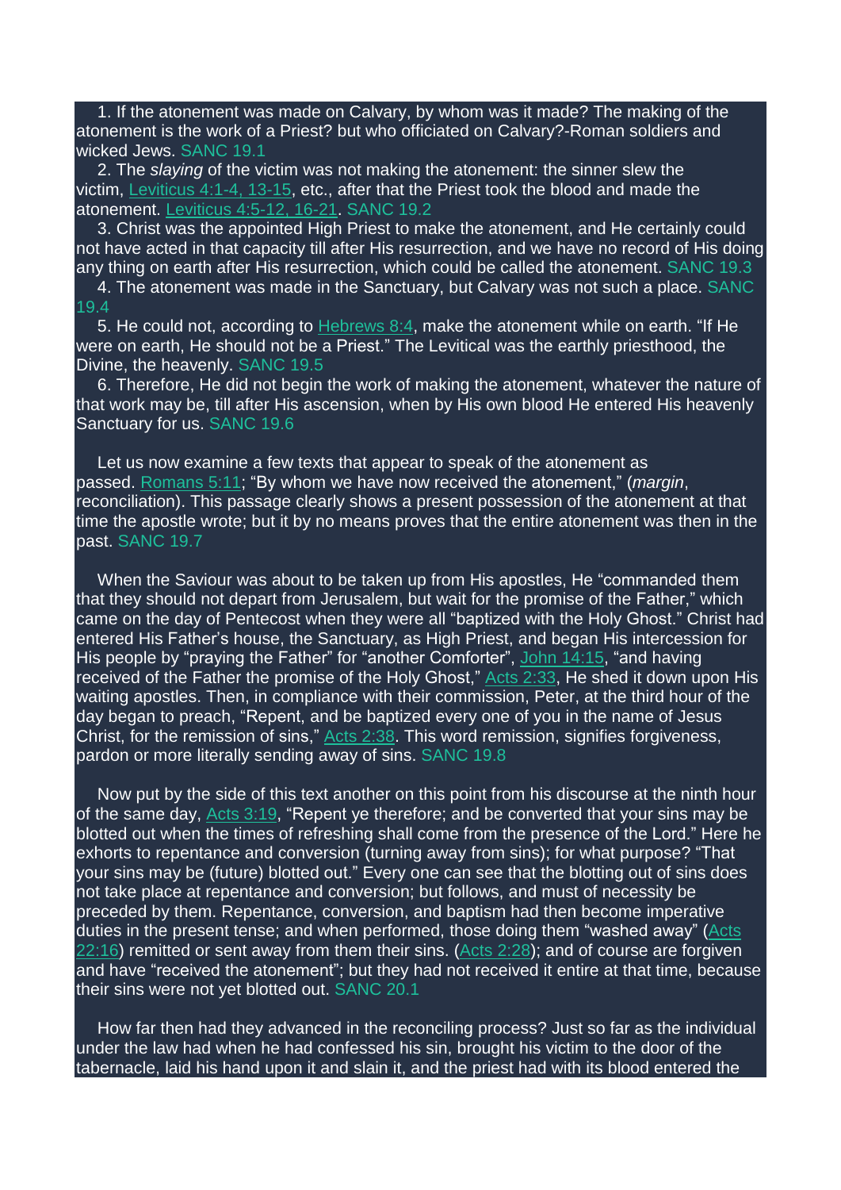1. If the atonement was made on Calvary, by whom was it made? The making of the atonement is the work of a Priest? but who officiated on Calvary?-Roman soldiers and wicked Jews. SANC 19.1

2. The *slaying* of the victim was not making the atonement: the sinner slew the victim, Leviticus 4:1-4, 13-15, etc., after that the Priest took the blood and made the atonement. Leviticus 4:5-12, 16-21. SANC 19.2

3. Christ was the appointed High Priest to make the atonement, and He certainly could not have acted in that capacity till after His resurrection, and we have no record of His doing any thing on earth after His resurrection, which could be called the atonement. SANC 19.3

4. The atonement was made in the Sanctuary, but Calvary was not such a place. SANC 19.4

5. He could not, according to Hebrews 8:4, make the atonement while on earth. “If He were on earth, He should not be a Priest.” The Levitical was the earthly priesthood, the Divine, the heavenly. SANC 19.5

6. Therefore, He did not begin the work of making the atonement, whatever the nature of that work may be, till after His ascension, when by His own blood He entered His heavenly Sanctuary for us. SANC 19.6

Let us now examine a few texts that appear to speak of the atonement as passed. Romans 5:11; “By whom we have now received the atonement,” (*margin*, reconciliation). This passage clearly shows a present possession of the atonement at that time the apostle wrote; but it by no means proves that the entire atonement was then in the past. SANC 19.7

When the Saviour was about to be taken up from His apostles, He “commanded them that they should not depart from Jerusalem, but wait for the promise of the Father,” which came on the day of Pentecost when they were all “baptized with the Holy Ghost.” Christ had entered His Father’s house, the Sanctuary, as High Priest, and began His intercession for His people by “praying the Father” for “another Comforter”, John 14:15, “and having received of the Father the promise of the Holy Ghost,” Acts 2:33, He shed it down upon His waiting apostles. Then, in compliance with their commission, Peter, at the third hour of the day began to preach, “Repent, and be baptized every one of you in the name of Jesus Christ, for the remission of sins,” Acts 2:38. This word remission, signifies forgiveness, pardon or more literally sending away of sins. SANC 19.8

Now put by the side of this text another on this point from his discourse at the ninth hour of the same day, Acts 3:19, “Repent ye therefore; and be converted that your sins may be blotted out when the times of refreshing shall come from the presence of the Lord.” Here he exhorts to repentance and conversion (turning away from sins); for what purpose? “That your sins may be (future) blotted out.” Every one can see that the blotting out of sins does not take place at repentance and conversion; but follows, and must of necessity be preceded by them. Repentance, conversion, and baptism had then become imperative duties in the present tense; and when performed, those doing them “washed away” (Acts 22:16) remitted or sent away from them their sins. (Acts 2:28); and of course are forgiven and have “received the atonement”; but they had not received it entire at that time, because their sins were not yet blotted out. SANC 20.1

How far then had they advanced in the reconciling process? Just so far as the individual under the law had when he had confessed his sin, brought his victim to the door of the tabernacle, laid his hand upon it and slain it, and the priest had with its blood entered the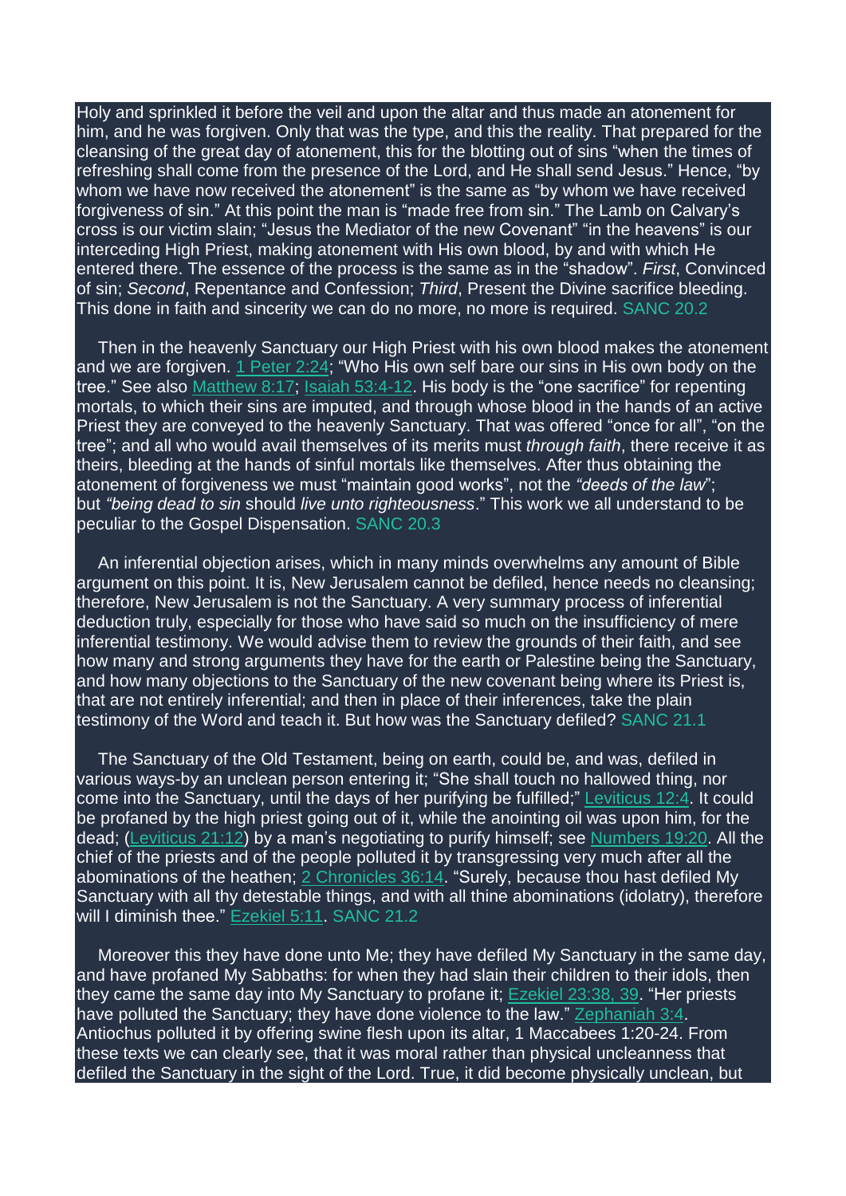Holy and sprinkled it before the veil and upon the altar and thus made an atonement for him, and he was forgiven. Only that was the type, and this the reality. That prepared for the cleansing of the great day of atonement, this for the blotting out of sins "when the times of refreshing shall come from the presence of the Lord, and He shall send Jesus." Hence, "by whom we have now received the atonement" is the same as "by whom we have received forgiveness of sin." At this point the man is "made free from sin." The Lamb on Calvary's cross is our victim slain; "Jesus the Mediator of the new Covenant" "in the heavens" is our interceding High Priest, making atonement with His own blood, by and with which He entered there. The essence of the process is the same as in the "shadow". *First*, Convinced of sin; *Second*, Repentance and Confession; *Third*, Present the Divine sacrifice bleeding. This done in faith and sincerity we can do no more, no more is required. SANC 20.2

Then in the heavenly Sanctuary our High Priest with his own blood makes the atonement and we are forgiven. 1 Peter 2:24; "Who His own self bare our sins in His own body on the tree." See also Matthew 8:17; Isaiah 53:4-12. His body is the "one sacrifice" for repenting mortals, to which their sins are imputed, and through whose blood in the hands of an active Priest they are conveyed to the heavenly Sanctuary. That was offered "once for all", "on the tree"; and all who would avail themselves of its merits must *through faith*, there receive it as theirs, bleeding at the hands of sinful mortals like themselves. After thus obtaining the atonement of forgiveness we must "maintain good works", not the *"deeds of the law"*; but *"being dead to sin* should *live unto righteousness*." This work we all understand to be peculiar to the Gospel Dispensation. SANC 20.3

An inferential objection arises, which in many minds overwhelms any amount of Bible argument on this point. It is, New Jerusalem cannot be defiled, hence needs no cleansing; therefore, New Jerusalem is not the Sanctuary. A very summary process of inferential deduction truly, especially for those who have said so much on the insufficiency of mere inferential testimony. We would advise them to review the grounds of their faith, and see how many and strong arguments they have for the earth or Palestine being the Sanctuary, and how many objections to the Sanctuary of the new covenant being where its Priest is, that are not entirely inferential; and then in place of their inferences, take the plain testimony of the Word and teach it. But how was the Sanctuary defiled? SANC 21.1

The Sanctuary of the Old Testament, being on earth, could be, and was, defiled in various ways-by an unclean person entering it; "She shall touch no hallowed thing, nor come into the Sanctuary, until the days of her purifying be fulfilled;" Leviticus 12:4. It could be profaned by the high priest going out of it, while the anointing oil was upon him, for the dead; (Leviticus 21:12) by a man's negotiating to purify himself; see Numbers 19:20. All the chief of the priests and of the people polluted it by transgressing very much after all the abominations of the heathen; 2 Chronicles 36:14. "Surely, because thou hast defiled My Sanctuary with all thy detestable things, and with all thine abominations (idolatry), therefore will I diminish thee." Ezekiel 5:11. SANC 21.2

Moreover this they have done unto Me; they have defiled My Sanctuary in the same day, and have profaned My Sabbaths: for when they had slain their children to their idols, then they came the same day into My Sanctuary to profane it; Ezekiel 23:38, 39. "Her priests have polluted the Sanctuary; they have done violence to the law." Zephaniah 3:4. Antiochus polluted it by offering swine flesh upon its altar, 1 Maccabees 1:20-24. From these texts we can clearly see, that it was moral rather than physical uncleanness that defiled the Sanctuary in the sight of the Lord. True, it did become physically unclean, but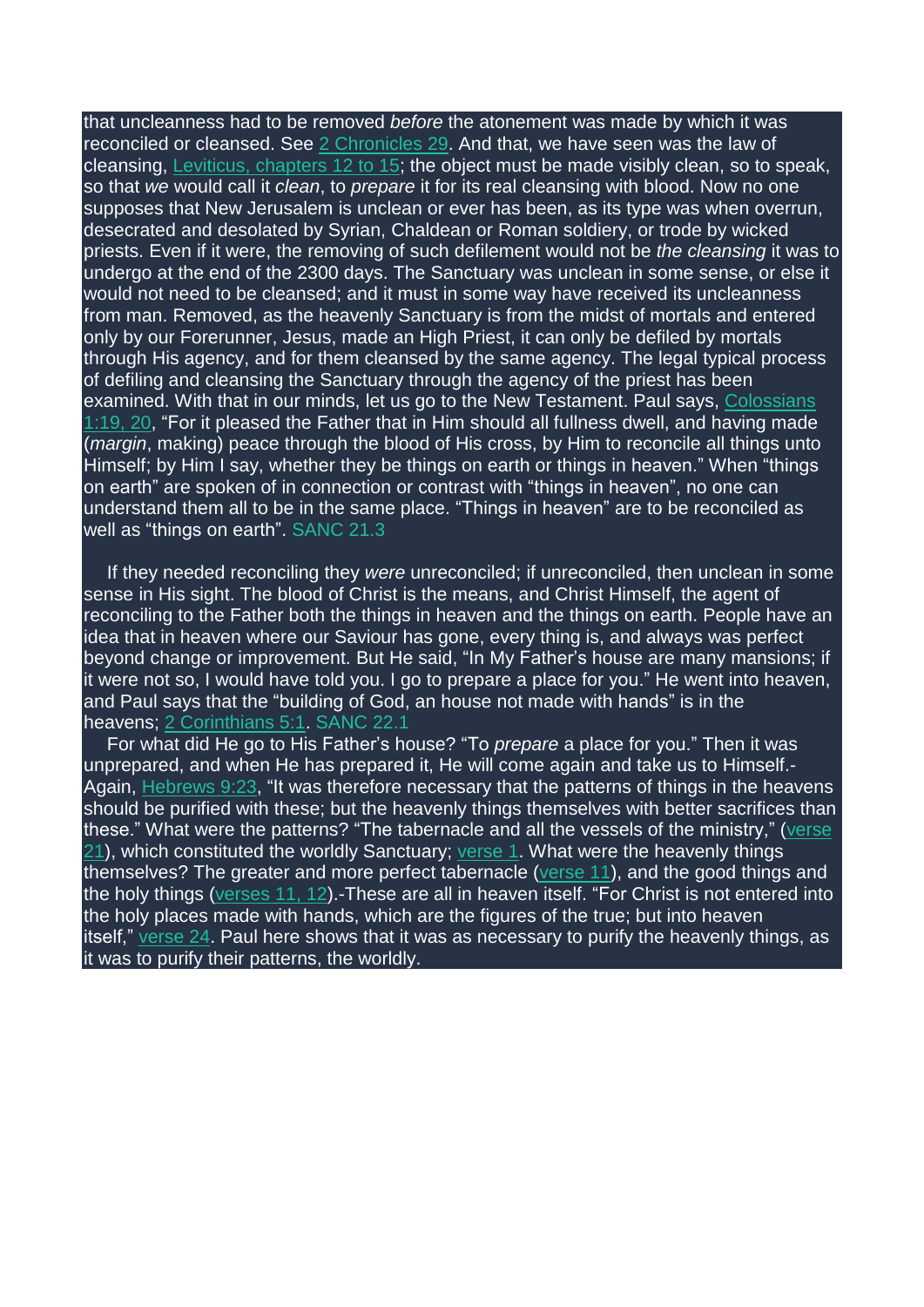that uncleanness had to be removed *before* the atonement was made by which it was reconciled or cleansed. See 2 Chronicles 29. And that, we have seen was the law of cleansing, Leviticus, chapters 12 to 15; the object must be made visibly clean, so to speak, so that *we* would call it *clean*, to *prepare* it for its real cleansing with blood. Now no one supposes that New Jerusalem is unclean or ever has been, as its type was when overrun, desecrated and desolated by Syrian, Chaldean or Roman soldiery, or trode by wicked priests. Even if it were, the removing of such defilement would not be *the cleansing* it was to undergo at the end of the 2300 days. The Sanctuary was unclean in some sense, or else it would not need to be cleansed; and it must in some way have received its uncleanness from man. Removed, as the heavenly Sanctuary is from the midst of mortals and entered only by our Forerunner, Jesus, made an High Priest, it can only be defiled by mortals through His agency, and for them cleansed by the same agency. The legal typical process of defiling and cleansing the Sanctuary through the agency of the priest has been examined. With that in our minds, let us go to the New Testament. Paul says, Colossians 1:19, 20, "For it pleased the Father that in Him should all fullness dwell, and having made (*margin*, making) peace through the blood of His cross, by Him to reconcile all things unto Himself; by Him I say, whether they be things on earth or things in heaven." When "things on earth" are spoken of in connection or contrast with "things in heaven", no one can understand them all to be in the same place. "Things in heaven" are to be reconciled as well as "things on earth". SANC 21.3

If they needed reconciling they *were* unreconciled; if unreconciled, then unclean in some sense in His sight. The blood of Christ is the means, and Christ Himself, the agent of reconciling to the Father both the things in heaven and the things on earth. People have an idea that in heaven where our Saviour has gone, every thing is, and always was perfect beyond change or improvement. But He said, "In My Father's house are many mansions; if it were not so, I would have told you. I go to prepare a place for you." He went into heaven, and Paul says that the "building of God, an house not made with hands" is in the heavens; 2 Corinthians 5:1. SANC 22.1

For what did He go to His Father's house? "To *prepare* a place for you." Then it was unprepared, and when He has prepared it, He will come again and take us to Himself.- Again, Hebrews 9:23, "It was therefore necessary that the patterns of things in the heavens should be purified with these; but the heavenly things themselves with better sacrifices than these." What were the patterns? "The tabernacle and all the vessels of the ministry," (verse 21), which constituted the worldly Sanctuary; verse 1. What were the heavenly things themselves? The greater and more perfect tabernacle (verse 11), and the good things and the holy things (verses 11, 12).-These are all in heaven itself. "For Christ is not entered into the holy places made with hands, which are the figures of the true; but into heaven itself," verse 24. Paul here shows that it was as necessary to purify the heavenly things, as it was to purify their patterns, the worldly.